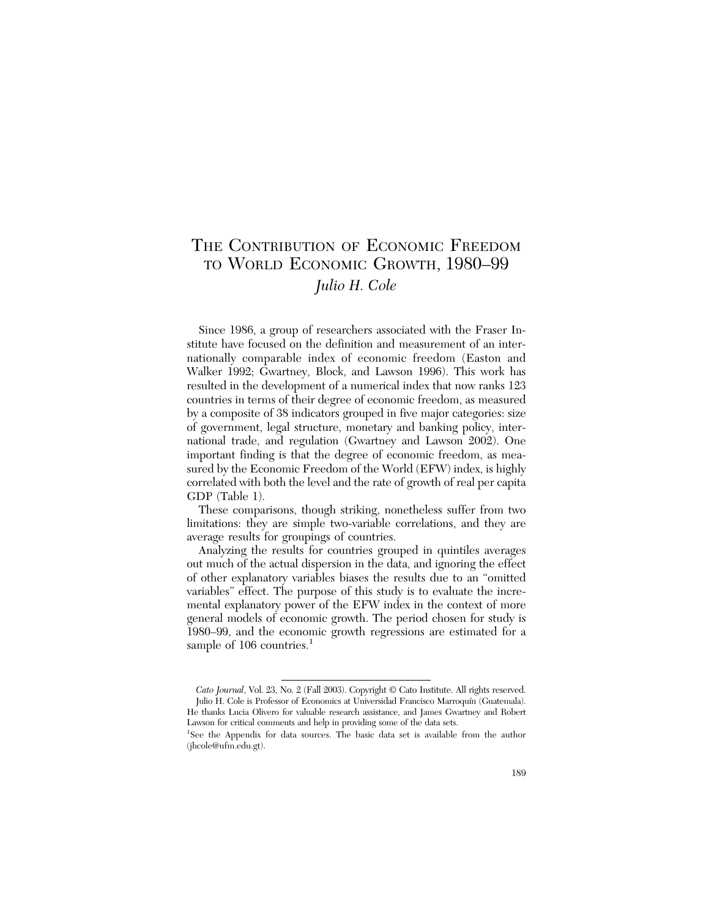# The Contribution of Economic Freedom to World Economic Growth, 1980–99

*Julio H. Cole*

Since 1986, a group of researchers associated with the Fraser Institute have focused on the definition and measurement of an internationally comparable index of economic freedom (Easton and Walker 1992; Gwartney, Block, and Lawson 1996). This work has resulted in the development of a numerical index that now ranks 123 countries in terms of their degree of economic freedom, as measured by a composite of 38 indicators grouped in five major categories: size of government, legal structure, monetary and banking policy, international trade, and regulation (Gwartney and Lawson 2002). One important finding is that the degree of economic freedom, as measured by the Economic Freedom of the World (EFW) index, is highly correlated with both the level and the rate of growth of real per capita GDP (Table 1).

These comparisons, though striking, nonetheless suffer from two limitations: they are simple two-variable correlations, and they are average results for groupings of countries.

Analyzing the results for countries grouped in quintiles averages out much of the actual dispersion in the data, and ignoring the effect of other explanatory variables biases the results due to an "omitted variables" effect. The purpose of this study is to evaluate the incremental explanatory power of the EFW index in the context of more general models of economic growth. The period chosen for study is 1980–99, and the economic growth regressions are estimated for a sample of 106 countries.[1]

---

*Cato Journal*, Vol. 23, No. 2 (Fall 2003). Copyright © Cato Institute. All rights reserved.

Julio H. Cole is Professor of Economics at Universidad Francisco Marroquín (Guatemala). He thanks Lucia Olivero for valuable research assistance, and James Gwartney and Robert Lawson for critical comments and help in providing some of the data sets.

[1] See the Appendix for data sources. The basic data set is available from the author (jhcole@ufm.edu.gt).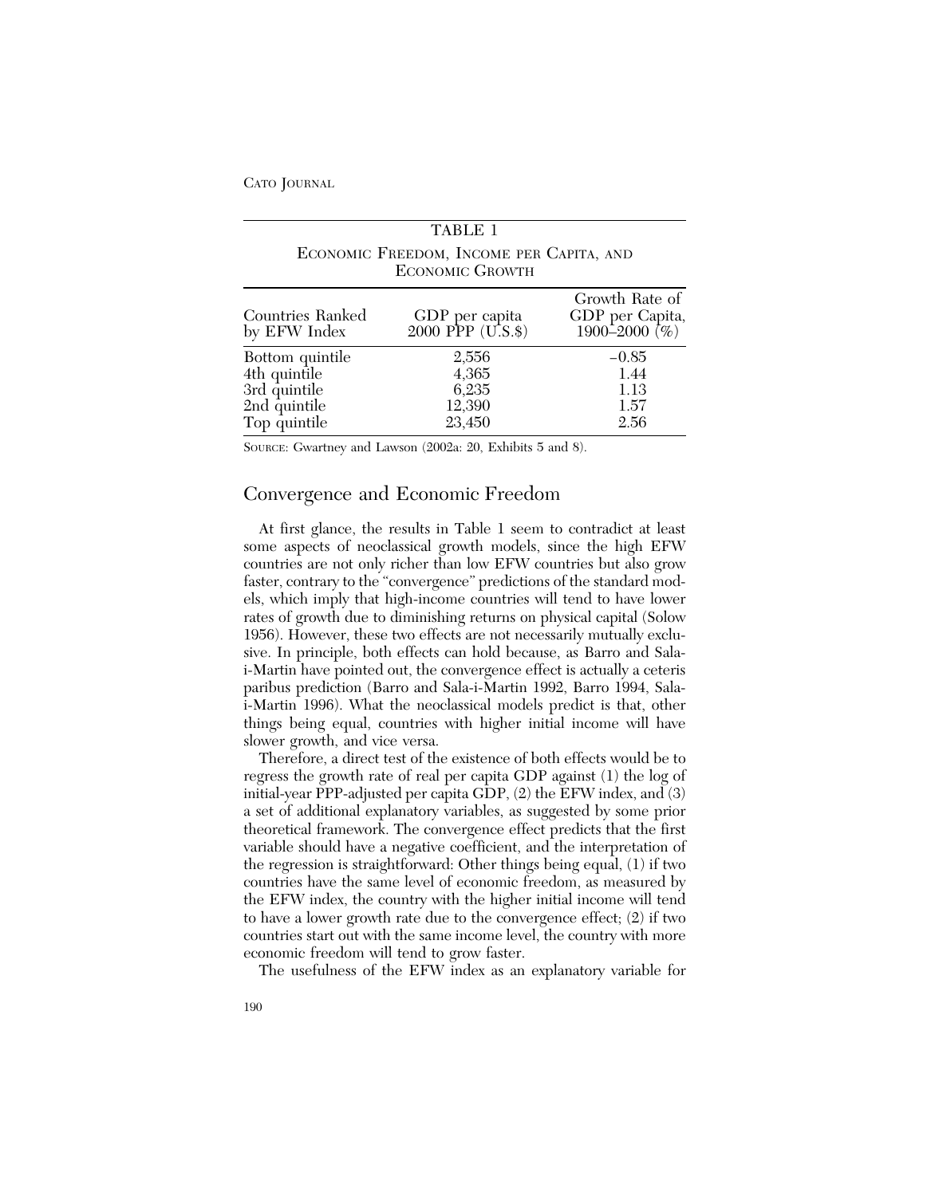TABLE 1

ECONOMIC FREEDOM, INCOME PER CAPITA, AND ECONOMIC GROWTH

| Countries Ranked by EFW Index | GDP per capita 2000 PPP (U.S.$) | Growth Rate of GDP per Capita, 1900–2000 (%) |
|---|---|---|
| Bottom quintile | 2,556 | –0.85 |
| 4th quintile | 4,365 | 1.44 |
| 3rd quintile | 6,235 | 1.13 |
| 2nd quintile | 12,390 | 1.57 |
| Top quintile | 23,450 | 2.56 |

SOURCE: Gwartney and Lawson (2002a: 20, Exhibits 5 and 8).

## Convergence and Economic Freedom

At first glance, the results in Table 1 seem to contradict at least some aspects of neoclassical growth models, since the high EFW countries are not only richer than low EFW countries but also grow faster, contrary to the "convergence" predictions of the standard models, which imply that high-income countries will tend to have lower rates of growth due to diminishing returns on physical capital (Solow 1956). However, these two effects are not necessarily mutually exclusive. In principle, both effects can hold because, as Barro and Sala-i-Martin have pointed out, the convergence effect is actually a ceteris paribus prediction (Barro and Sala-i-Martin 1992, Barro 1994, Sala-i-Martin 1996). What the neoclassical models predict is that, other things being equal, countries with higher initial income will have slower growth, and vice versa.

Therefore, a direct test of the existence of both effects would be to regress the growth rate of real per capita GDP against (1) the log of initial-year PPP-adjusted per capita GDP, (2) the EFW index, and (3) a set of additional explanatory variables, as suggested by some prior theoretical framework. The convergence effect predicts that the first variable should have a negative coefficient, and the interpretation of the regression is straightforward: Other things being equal, (1) if two countries have the same level of economic freedom, as measured by the EFW index, the country with the higher initial income will tend to have a lower growth rate due to the convergence effect; (2) if two countries start out with the same income level, the country with more economic freedom will tend to grow faster.

The usefulness of the EFW index as an explanatory variable for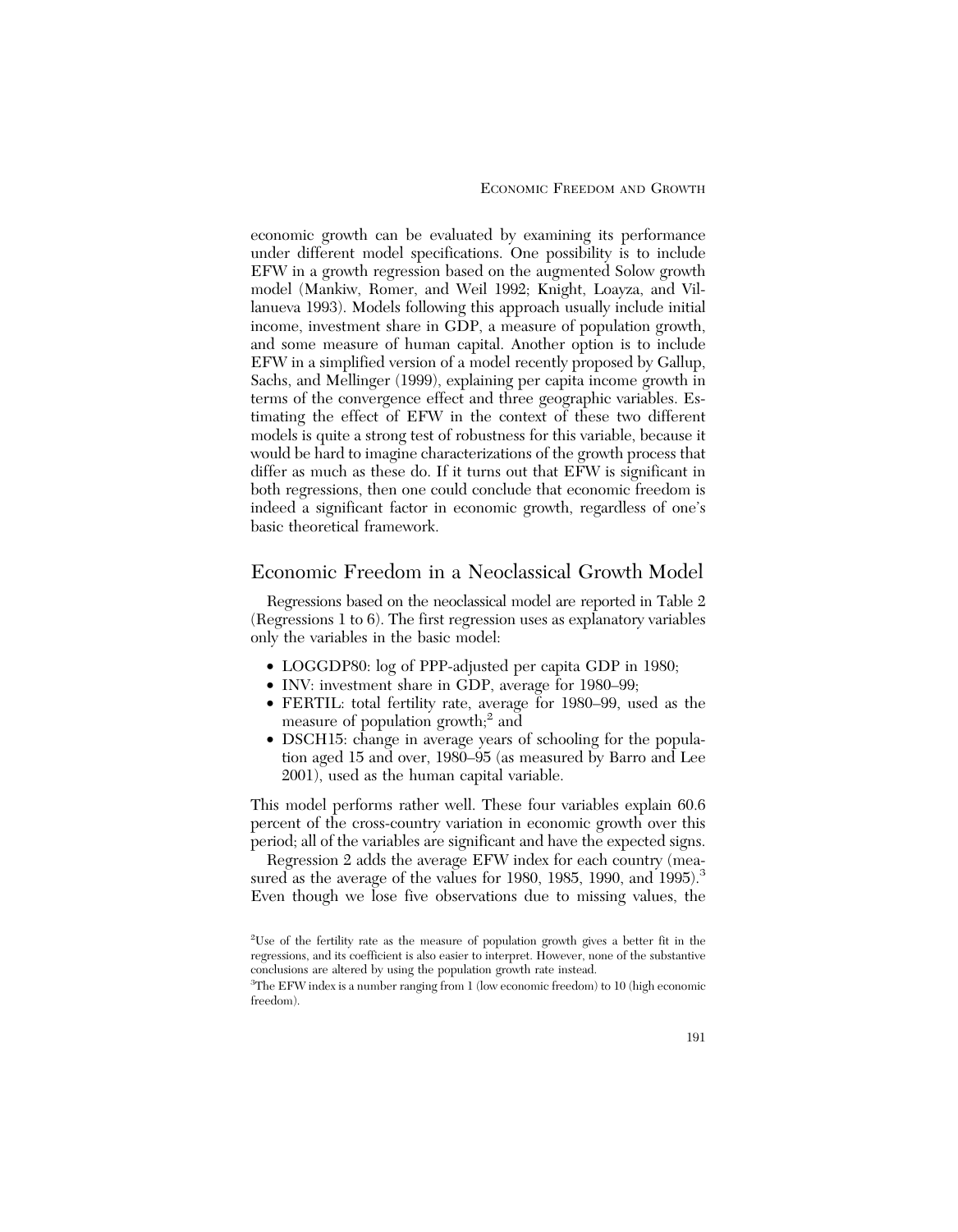economic growth can be evaluated by examining its performance under different model specifications. One possibility is to include EFW in a growth regression based on the augmented Solow growth model (Mankiw, Romer, and Weil 1992; Knight, Loayza, and Villanueva 1993). Models following this approach usually include initial income, investment share in GDP, a measure of population growth, and some measure of human capital. Another option is to include EFW in a simplified version of a model recently proposed by Gallup, Sachs, and Mellinger (1999), explaining per capita income growth in terms of the convergence effect and three geographic variables. Estimating the effect of EFW in the context of these two different models is quite a strong test of robustness for this variable, because it would be hard to imagine characterizations of the growth process that differ as much as these do. If it turns out that EFW is significant in both regressions, then one could conclude that economic freedom is indeed a significant factor in economic growth, regardless of one's basic theoretical framework.

## Economic Freedom in a Neoclassical Growth Model

Regressions based on the neoclassical model are reported in Table 2 (Regressions 1 to 6). The first regression uses as explanatory variables only the variables in the basic model:

- LOGGDP80: log of PPP-adjusted per capita GDP in 1980;
- INV: investment share in GDP, average for 1980–99;
- FERTIL: total fertility rate, average for 1980–99, used as the measure of population growth;[2] and
- DSCH15: change in average years of schooling for the population aged 15 and over, 1980–95 (as measured by Barro and Lee 2001), used as the human capital variable.

This model performs rather well. These four variables explain 60.6 percent of the cross-country variation in economic growth over this period; all of the variables are significant and have the expected signs.

Regression 2 adds the average EFW index for each country (measured as the average of the values for 1980, 1985, 1990, and 1995).[3] Even though we lose five observations due to missing values, the

[2]Use of the fertility rate as the measure of population growth gives a better fit in the regressions, and its coefficient is also easier to interpret. However, none of the substantive conclusions are altered by using the population growth rate instead.

[3]The EFW index is a number ranging from 1 (low economic freedom) to 10 (high economic freedom).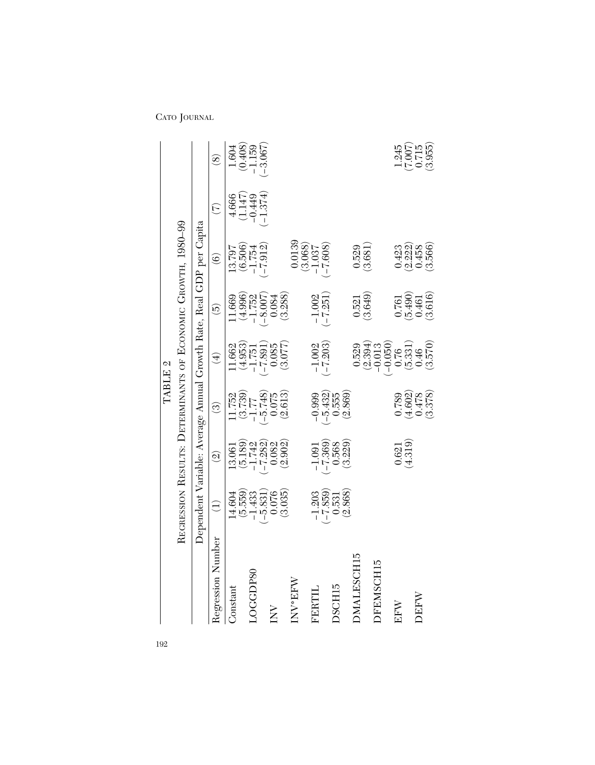# TABLE 2

## Regression Results: Determinants of Economic Growth, 1980–99

| | Dependent Variable: Average Annual Growth Rate, Real GDP per Capita | | | | | | | |
|---|---|---|---|---|---|---|---|---|
| Regression Number | (1) | (2) | (3) | (4) | (5) | (6) | (7) | (8) |
| Constant | 14.604 | 13.061 | 11.752 | 11.662 | 11.669 | 13.797 | 4.666 | 1.604 |
| | (5.559) | (5.189) | (3.739) | (4.953) | (4.996) | (6.506) | (1.147) | (0.408) |
| LOGGDP80 | −1.433 | −1.742 | −1.77 | −1.751 | −1.752 | −1.754 | −0.449 | −1.159 |
| | (−5.831) | (−7.282) | (−5.748) | (−7.891) | (−8.007) | (−7.912) | (−1.374) | (−3.067) |
| INV | 0.076 | 0.082 | 0.075 | 0.085 | 0.084 | | | |
| | (3.035) | (2.902) | (2.613) | (3.077) | (3.288) | | | |
| INV*EFW | | | | | | 0.0139 | | |
| | | | | | | (3.068) | | |
| FERTIL | −1.203 | −1.091 | −0.999 | −1.002 | −1.002 | −1.037 | | |
| | (−7.859) | (−7.369) | (−5.432) | (−7.203) | (−7.251) | (−7.608) | | |
| DSCH15 | 0.531 | 0.568 | 0.555 | | | | | |
| | (2.868) | (3.229) | (2.869) | | | | | |
| DMALESCH15 | | | | 0.529 | 0.521 | 0.529 | | |
| | | | | (2.394) | (3.649) | (3.681) | | |
| DFEMSCH15 | | | | −0.013 | | | | |
| | | | | (−0.050) | | | | |
| EFW | | 0.621 | 0.789 | 0.76 | 0.761 | 0.423 | | 1.245 |
| | | (4.319) | (4.602) | (5.331) | (5.490) | (2.222) | | (7.007) |
| DEFW | | | 0.478 | 0.46 | 0.461 | 0.458 | | 0.715 |
| | | | (3.378) | (3.570) | (3.616) | (3.566) | | (3.955) |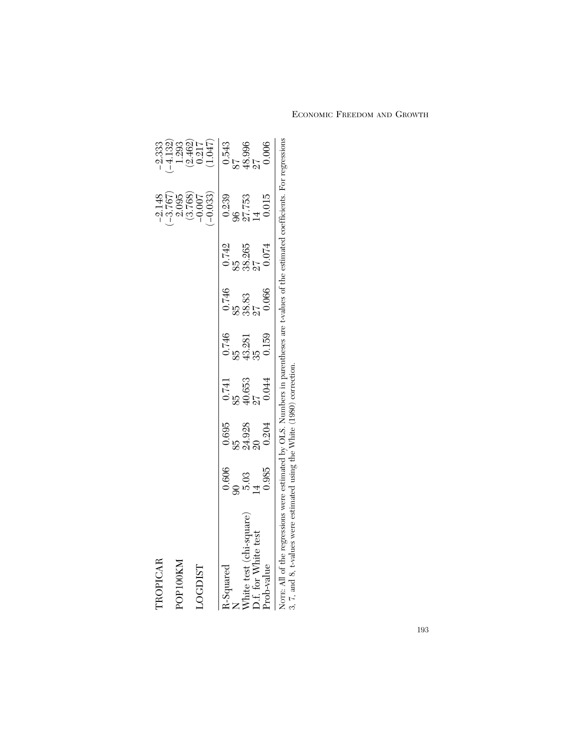| | (1) | (2) | (3) | (4) | (5) | (6) | (7) | (8) |
|---|---|---|---|---|---|---|---|---|
| TROPICAR | | | | | | | −2.148 | −2.333 |
| | | | | | | | (−3.767) | (−4.132) |
| POP100KM | | | | | | | 2.095 | 1.293 |
| | | | | | | | (3.768) | (2.462) |
| LOGDIST | | | | | | | −0.007 | 0.217 |
| | | | | | | | (−0.033) | (1.047) |
| R-Squared | 0.606 | 0.695 | 0.741 | 0.746 | 0.746 | 0.742 | 0.239 | 0.543 |
| N | 90 | 85 | 85 | 85 | 85 | 85 | 96 | 87 |
| White test (chi-square) | 5.03 | 24.928 | 40.653 | 43.281 | 38.83 | 38.265 | 27.753 | 48.996 |
| D.f. for White test | 14 | 20 | 27 | 35 | 27 | 27 | 14 | 27 |
| Prob-value | 0.985 | 0.204 | 0.044 | 0.159 | 0.066 | 0.074 | 0.015 | 0.006 |

NOTE: All of the regressions were estimated by OLS. Numbers in parentheses are t-values of the estimated coefficients. For regressions 3, 7, and 8, t-values were estimated using the White (1980) correction.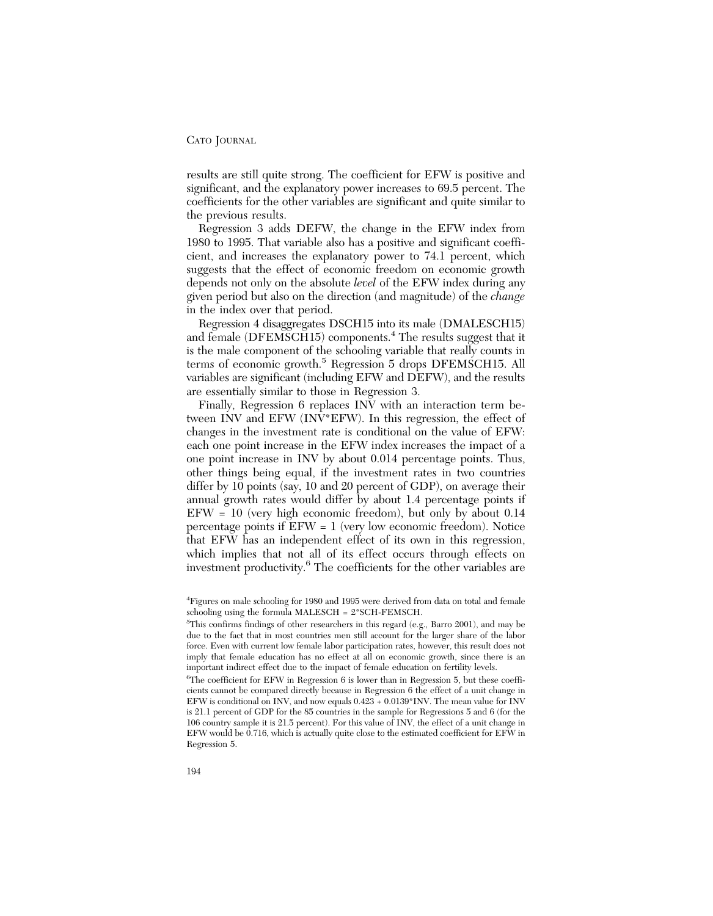results are still quite strong. The coefficient for EFW is positive and significant, and the explanatory power increases to 69.5 percent. The coefficients for the other variables are significant and quite similar to the previous results.

Regression 3 adds DEFW, the change in the EFW index from 1980 to 1995. That variable also has a positive and significant coefficient, and increases the explanatory power to 74.1 percent, which suggests that the effect of economic freedom on economic growth depends not only on the absolute *level* of the EFW index during any given period but also on the direction (and magnitude) of the *change* in the index over that period.

Regression 4 disaggregates DSCH15 into its male (DMALESCH15) and female (DFEMSCH15) components.[4] The results suggest that it is the male component of the schooling variable that really counts in terms of economic growth.[5] Regression 5 drops DFEMSCH15. All variables are significant (including EFW and DEFW), and the results are essentially similar to those in Regression 3.

Finally, Regression 6 replaces INV with an interaction term between INV and EFW (INV*EFW). In this regression, the effect of changes in the investment rate is conditional on the value of EFW: each one point increase in the EFW index increases the impact of a one point increase in INV by about 0.014 percentage points. Thus, other things being equal, if the investment rates in two countries differ by 10 points (say, 10 and 20 percent of GDP), on average their annual growth rates would differ by about 1.4 percentage points if EFW = 10 (very high economic freedom), but only by about 0.14 percentage points if EFW = 1 (very low economic freedom). Notice that EFW has an independent effect of its own in this regression, which implies that not all of its effect occurs through effects on investment productivity.[6] The coefficients for the other variables are

---

[4]Figures on male schooling for 1980 and 1995 were derived from data on total and female schooling using the formula MALESCH = 2*SCH-FEMSCH.

[5]This confirms findings of other researchers in this regard (e.g., Barro 2001), and may be due to the fact that in most countries men still account for the larger share of the labor force. Even with current low female labor participation rates, however, this result does not imply that female education has no effect at all on economic growth, since there is an important indirect effect due to the impact of female education on fertility levels.

[6]The coefficient for EFW in Regression 6 is lower than in Regression 5, but these coefficients cannot be compared directly because in Regression 6 the effect of a unit change in EFW is conditional on INV, and now equals 0.423 + 0.0139*INV. The mean value for INV is 21.1 percent of GDP for the 85 countries in the sample for Regressions 5 and 6 (for the 106 country sample it is 21.5 percent). For this value of INV, the effect of a unit change in EFW would be 0.716, which is actually quite close to the estimated coefficient for EFW in Regression 5.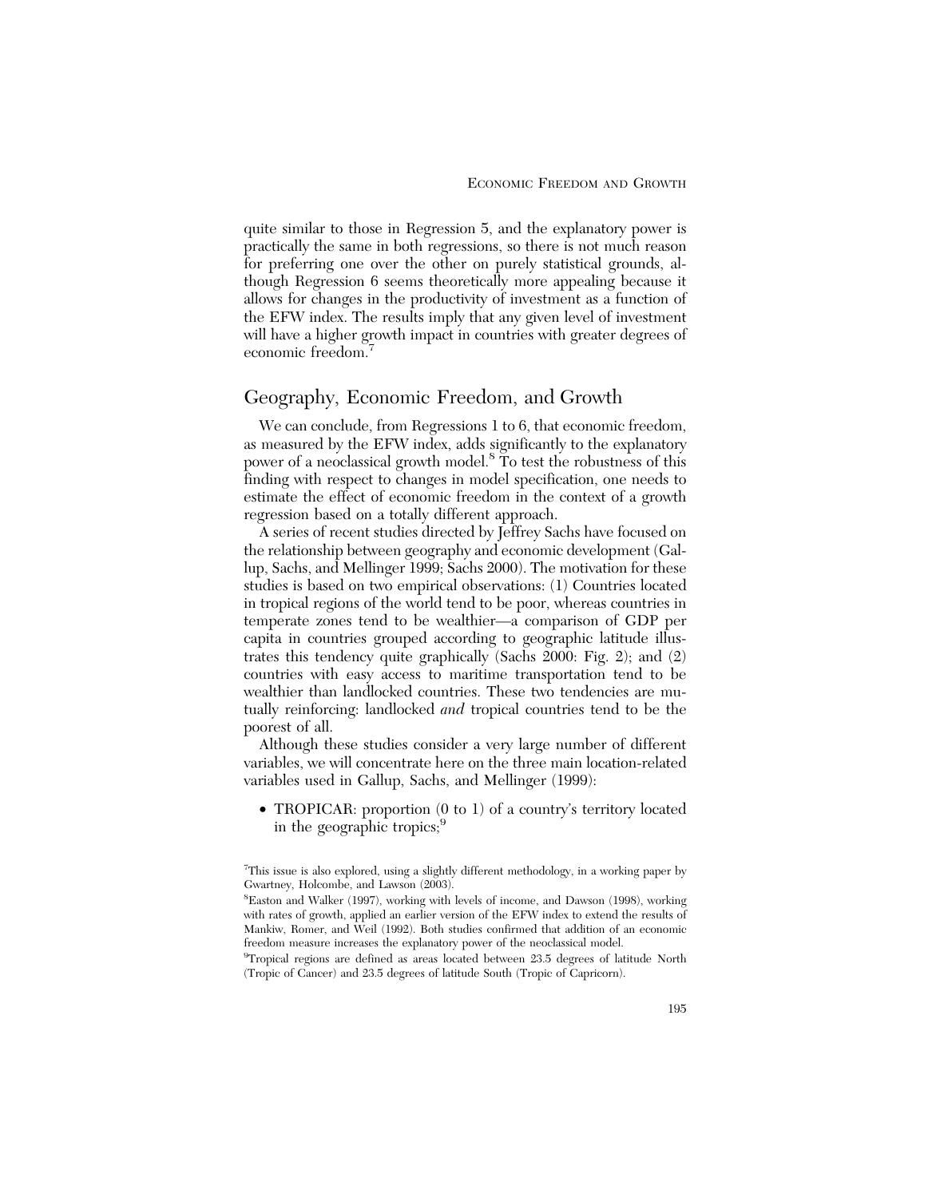quite similar to those in Regression 5, and the explanatory power is practically the same in both regressions, so there is not much reason for preferring one over the other on purely statistical grounds, although Regression 6 seems theoretically more appealing because it allows for changes in the productivity of investment as a function of the EFW index. The results imply that any given level of investment will have a higher growth impact in countries with greater degrees of economic freedom.[7]

## Geography, Economic Freedom, and Growth

We can conclude, from Regressions 1 to 6, that economic freedom, as measured by the EFW index, adds significantly to the explanatory power of a neoclassical growth model.[8] To test the robustness of this finding with respect to changes in model specification, one needs to estimate the effect of economic freedom in the context of a growth regression based on a totally different approach.

A series of recent studies directed by Jeffrey Sachs have focused on the relationship between geography and economic development (Gallup, Sachs, and Mellinger 1999; Sachs 2000). The motivation for these studies is based on two empirical observations: (1) Countries located in tropical regions of the world tend to be poor, whereas countries in temperate zones tend to be wealthier—a comparison of GDP per capita in countries grouped according to geographic latitude illustrates this tendency quite graphically (Sachs 2000: Fig. 2); and (2) countries with easy access to maritime transportation tend to be wealthier than landlocked countries. These two tendencies are mutually reinforcing: landlocked *and* tropical countries tend to be the poorest of all.

Although these studies consider a very large number of different variables, we will concentrate here on the three main location-related variables used in Gallup, Sachs, and Mellinger (1999):

- TROPICAR: proportion (0 to 1) of a country's territory located in the geographic tropics;[9]

[7]This issue is also explored, using a slightly different methodology, in a working paper by Gwartney, Holcombe, and Lawson (2003).

[8]Easton and Walker (1997), working with levels of income, and Dawson (1998), working with rates of growth, applied an earlier version of the EFW index to extend the results of Mankiw, Romer, and Weil (1992). Both studies confirmed that addition of an economic freedom measure increases the explanatory power of the neoclassical model.

[9]Tropical regions are defined as areas located between 23.5 degrees of latitude North (Tropic of Cancer) and 23.5 degrees of latitude South (Tropic of Capricorn).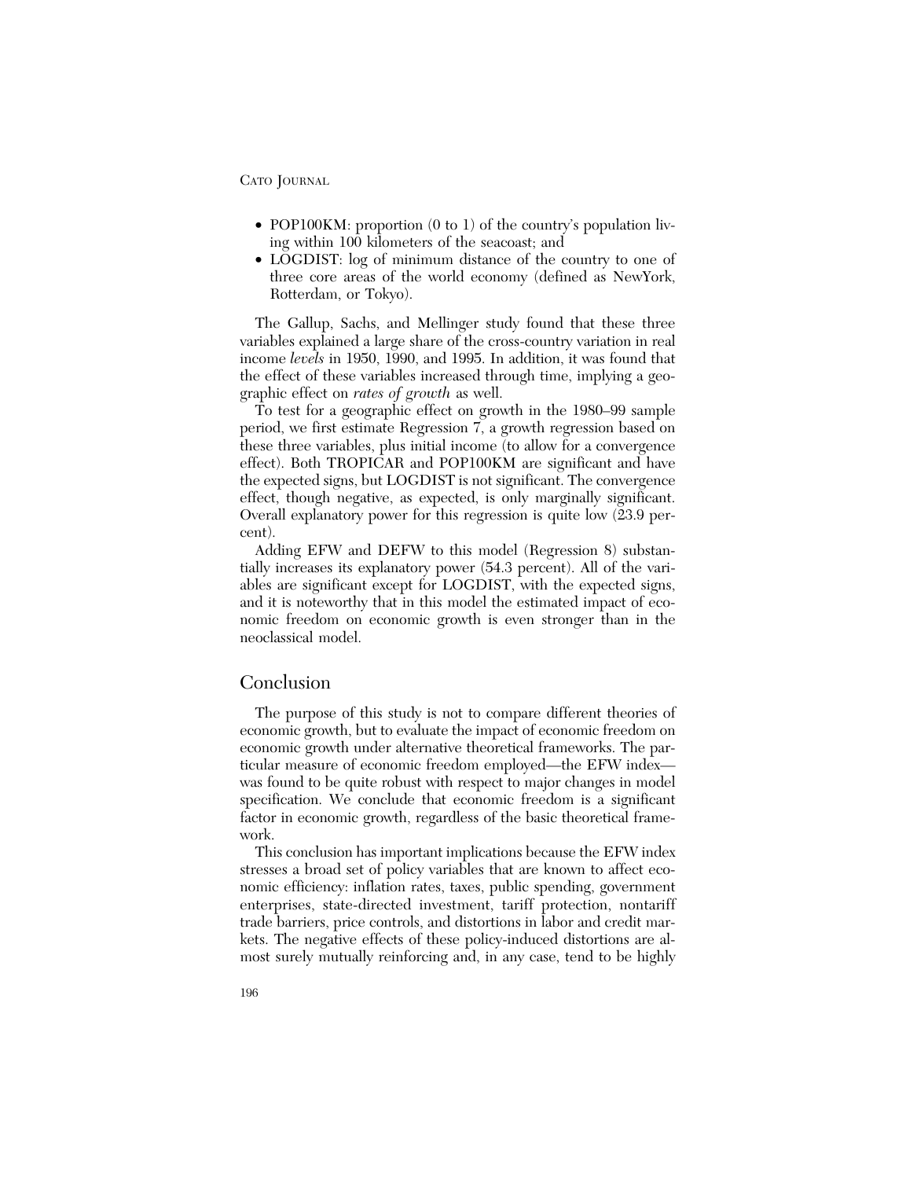- POP100KM: proportion (0 to 1) of the country's population living within 100 kilometers of the seacoast; and
- LOGDIST: log of minimum distance of the country to one of three core areas of the world economy (defined as NewYork, Rotterdam, or Tokyo).

The Gallup, Sachs, and Mellinger study found that these three variables explained a large share of the cross-country variation in real income *levels* in 1950, 1990, and 1995. In addition, it was found that the effect of these variables increased through time, implying a geographic effect on *rates of growth* as well.

To test for a geographic effect on growth in the 1980–99 sample period, we first estimate Regression 7, a growth regression based on these three variables, plus initial income (to allow for a convergence effect). Both TROPICAR and POP100KM are significant and have the expected signs, but LOGDIST is not significant. The convergence effect, though negative, as expected, is only marginally significant. Overall explanatory power for this regression is quite low (23.9 percent).

Adding EFW and DEFW to this model (Regression 8) substantially increases its explanatory power (54.3 percent). All of the variables are significant except for LOGDIST, with the expected signs, and it is noteworthy that in this model the estimated impact of economic freedom on economic growth is even stronger than in the neoclassical model.

## Conclusion

The purpose of this study is not to compare different theories of economic growth, but to evaluate the impact of economic freedom on economic growth under alternative theoretical frameworks. The particular measure of economic freedom employed—the EFW index—was found to be quite robust with respect to major changes in model specification. We conclude that economic freedom is a significant factor in economic growth, regardless of the basic theoretical framework.

This conclusion has important implications because the EFW index stresses a broad set of policy variables that are known to affect economic efficiency: inflation rates, taxes, public spending, government enterprises, state-directed investment, tariff protection, nontariff trade barriers, price controls, and distortions in labor and credit markets. The negative effects of these policy-induced distortions are almost surely mutually reinforcing and, in any case, tend to be highly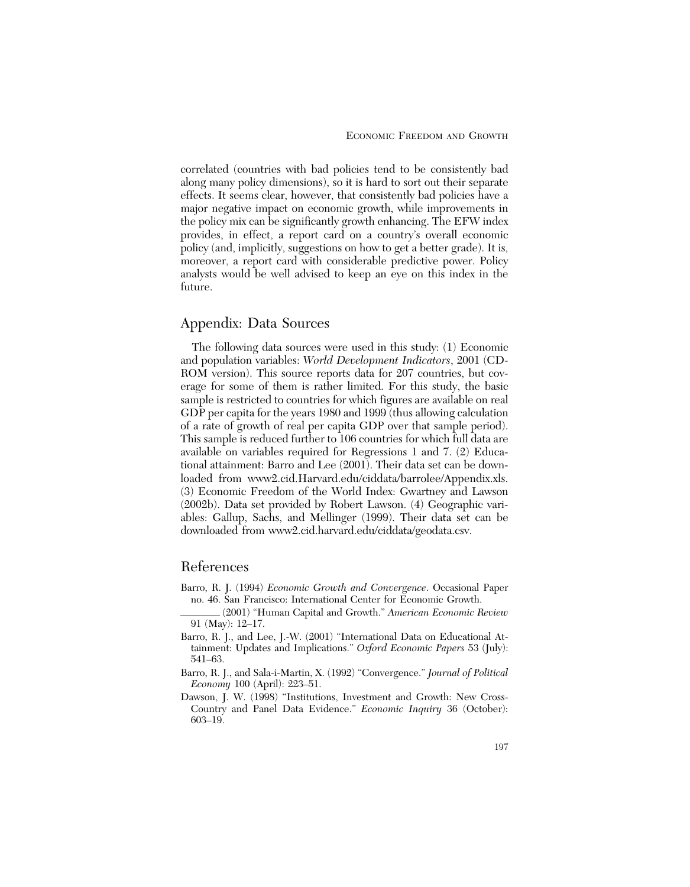correlated (countries with bad policies tend to be consistently bad along many policy dimensions), so it is hard to sort out their separate effects. It seems clear, however, that consistently bad policies have a major negative impact on economic growth, while improvements in the policy mix can be significantly growth enhancing. The EFW index provides, in effect, a report card on a country's overall economic policy (and, implicitly, suggestions on how to get a better grade). It is, moreover, a report card with considerable predictive power. Policy analysts would be well advised to keep an eye on this index in the future.

## Appendix: Data Sources

The following data sources were used in this study: (1) Economic and population variables: *World Development Indicators*, 2001 (CD-ROM version). This source reports data for 207 countries, but coverage for some of them is rather limited. For this study, the basic sample is restricted to countries for which figures are available on real GDP per capita for the years 1980 and 1999 (thus allowing calculation of a rate of growth of real per capita GDP over that sample period). This sample is reduced further to 106 countries for which full data are available on variables required for Regressions 1 and 7. (2) Educational attainment: Barro and Lee (2001). Their data set can be downloaded from www2.cid.Harvard.edu/ciddata/barrolee/Appendix.xls. (3) Economic Freedom of the World Index: Gwartney and Lawson (2002b). Data set provided by Robert Lawson. (4) Geographic variables: Gallup, Sachs, and Mellinger (1999). Their data set can be downloaded from www2.cid.harvard.edu/ciddata/geodata.csv.

## References

Barro, R. J. (1994) *Economic Growth and Convergence*. Occasional Paper no. 46. San Francisco: International Center for Economic Growth.

________ (2001) "Human Capital and Growth." *American Economic Review* 91 (May): 12–17.

Barro, R. J., and Lee, J.-W. (2001) "International Data on Educational Attainment: Updates and Implications." *Oxford Economic Papers* 53 (July): 541–63.

Barro, R. J., and Sala-i-Martin, X. (1992) "Convergence." *Journal of Political Economy* 100 (April): 223–51.

Dawson, J. W. (1998) "Institutions, Investment and Growth: New Cross-Country and Panel Data Evidence." *Economic Inquiry* 36 (October): 603–19.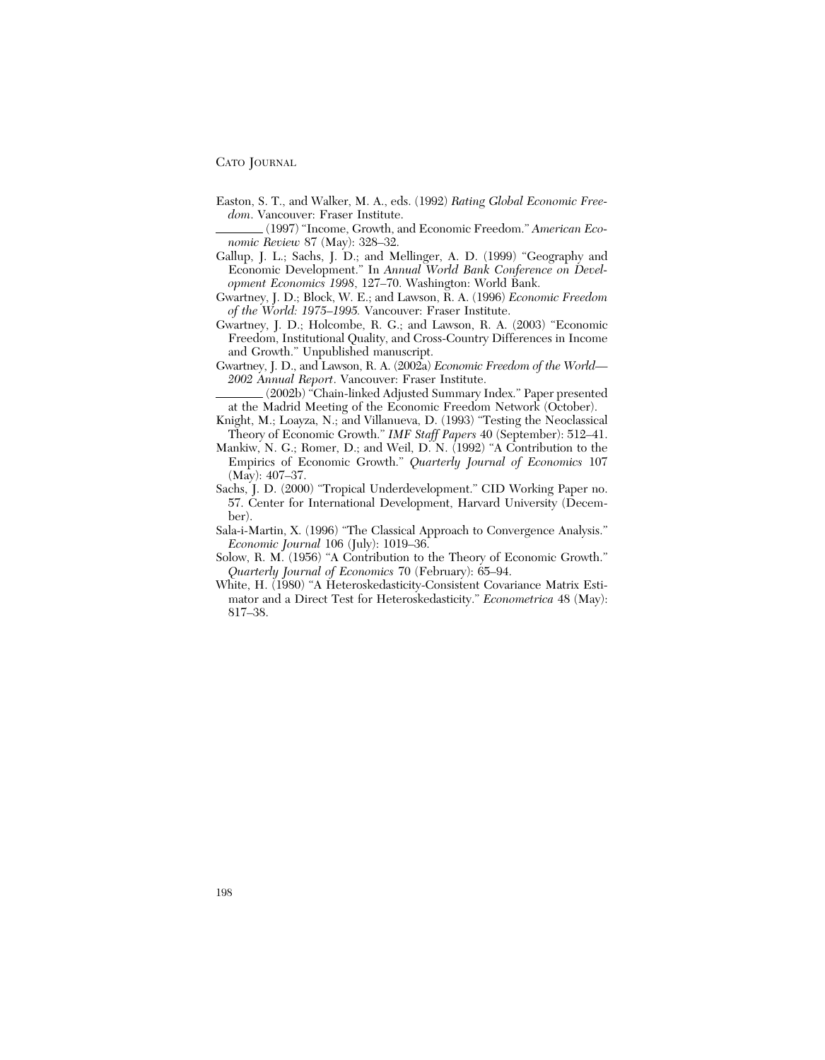Easton, S. T., and Walker, M. A., eds. (1992) *Rating Global Economic Freedom*. Vancouver: Fraser Institute.

________ (1997) "Income, Growth, and Economic Freedom." *American Economic Review* 87 (May): 328–32.

Gallup, J. L.; Sachs, J. D.; and Mellinger, A. D. (1999) "Geography and Economic Development." In *Annual World Bank Conference on Development Economics 1998*, 127–70. Washington: World Bank.

Gwartney, J. D.; Block, W. E.; and Lawson, R. A. (1996) *Economic Freedom of the World: 1975–1995.* Vancouver: Fraser Institute.

Gwartney, J. D.; Holcombe, R. G.; and Lawson, R. A. (2003) "Economic Freedom, Institutional Quality, and Cross-Country Differences in Income and Growth." Unpublished manuscript.

Gwartney, J. D., and Lawson, R. A. (2002a) *Economic Freedom of the World—2002 Annual Report*. Vancouver: Fraser Institute.

________ (2002b) "Chain-linked Adjusted Summary Index." Paper presented at the Madrid Meeting of the Economic Freedom Network (October).

Knight, M.; Loayza, N.; and Villanueva, D. (1993) "Testing the Neoclassical Theory of Economic Growth." *IMF Staff Papers* 40 (September): 512–41.

Mankiw, N. G.; Romer, D.; and Weil, D. N. (1992) "A Contribution to the Empirics of Economic Growth." *Quarterly Journal of Economics* 107 (May): 407–37.

Sachs, J. D. (2000) "Tropical Underdevelopment." CID Working Paper no. 57. Center for International Development, Harvard University (December).

Sala-i-Martin, X. (1996) "The Classical Approach to Convergence Analysis." *Economic Journal* 106 (July): 1019–36.

Solow, R. M. (1956) "A Contribution to the Theory of Economic Growth." *Quarterly Journal of Economics* 70 (February): 65–94.

White, H. (1980) "A Heteroskedasticity-Consistent Covariance Matrix Estimator and a Direct Test for Heteroskedasticity." *Econometrica* 48 (May): 817–38.